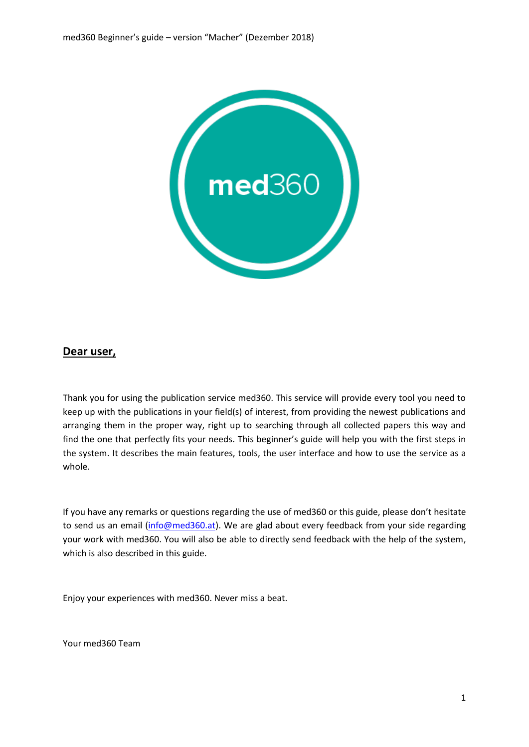## Dear user,

Thank you for using the publication service med360. This service will provide every tool you need to keep up with the publications in your field(s) of interest, from providing the newest publications and arranging them in the proper way, right up to searching through all collected papers this way and find the one that perfectly fits your needs. This beginner's guide will help you with the first steps in the system. It describes the main features, tools, the user interface and how to use the service as a whole.

If you have any remarks or questions regarding the use of med360 or this guide, please don't hesitate to send us an email (info@med360.at). We are glad about every feedback from your side regarding your work with med360. You will also be able to directly send feedback with the help of the system, which is also described in this guide.

Enjoy your experiences with med360. Never miss a beat.

Your med360 Team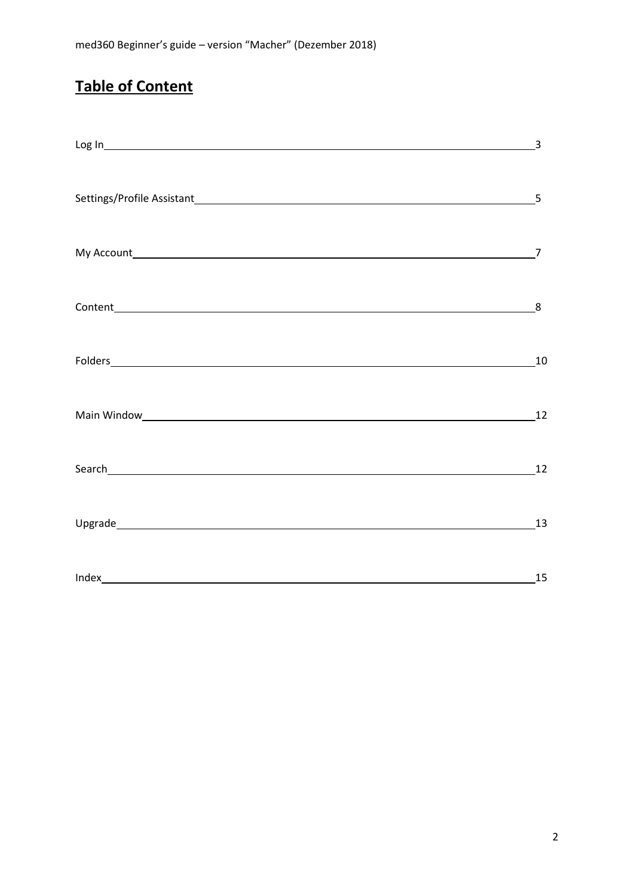# Table of Content

| | |
|---|---|
| Log In | 3 |
| Settings/Profile Assistant | 5 |
| My Account | 7 |
| Content | 8 |
| Folders | 10 |
| Main Window | 12 |
| Search | 12 |
| Upgrade | 13 |
| Index | 15 |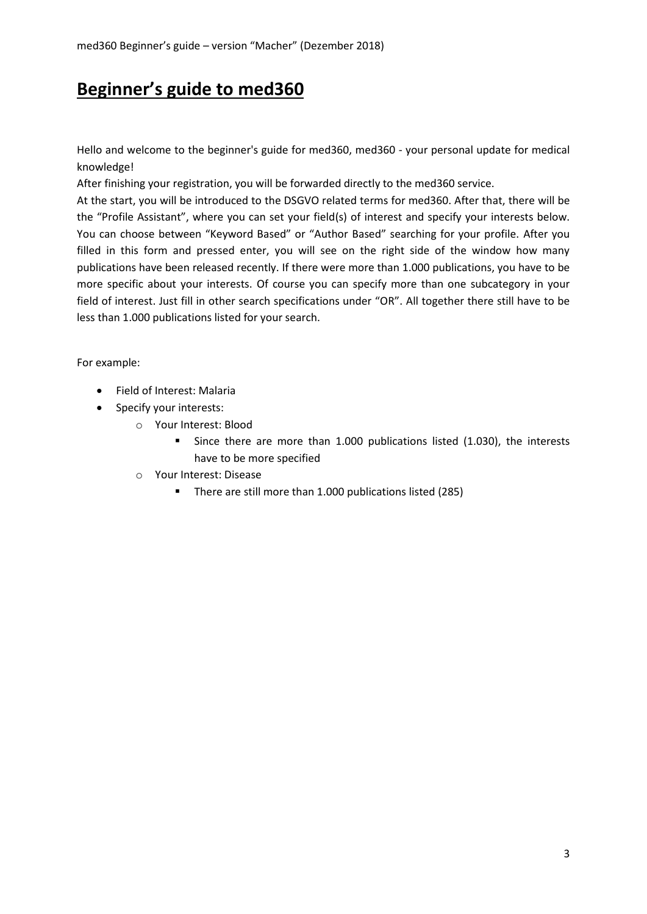# Beginner's guide to med360

Hello and welcome to the beginner's guide for med360, med360 - your personal update for medical knowledge!

After finishing your registration, you will be forwarded directly to the med360 service.

At the start, you will be introduced to the DSGVO related terms for med360. After that, there will be the "Profile Assistant", where you can set your field(s) of interest and specify your interests below. You can choose between "Keyword Based" or "Author Based" searching for your profile. After you filled in this form and pressed enter, you will see on the right side of the window how many publications have been released recently. If there were more than 1.000 publications, you have to be more specific about your interests. Of course you can specify more than one subcategory in your field of interest. Just fill in other search specifications under "OR". All together there still have to be less than 1.000 publications listed for your search.

For example:

- Field of Interest: Malaria
- Specify your interests:
  - Your Interest: Blood
    - Since there are more than 1.000 publications listed (1.030), the interests have to be more specified
  - Your Interest: Disease
    - There are still more than 1.000 publications listed (285)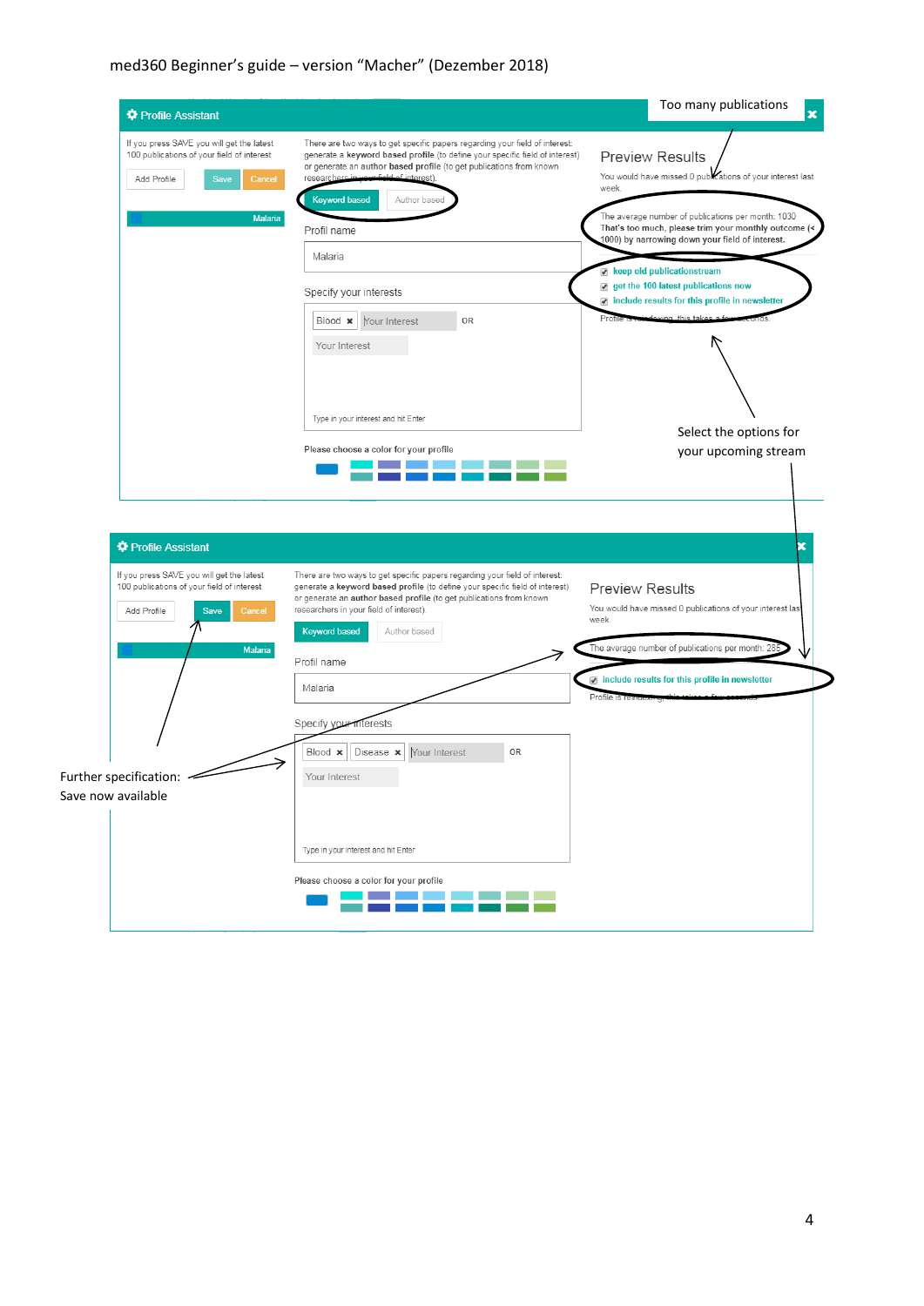**Profile Assistant**

If you press SAVE you will get the latest 100 publications of your field of interest

Add Profile | Save | Cancel

Malaria

There are two ways to get specific papers regarding your field of interest: generate a **keyword based** profile (to define your specific field of interest) or generate an **author based** profile (to get publications from known researchers in your field of interest).

Keyword based | Author based

Profil name

Malaria

Specify your interests

Blood × | Your Interest | OR

Your Interest

Type in your interest and hit Enter

Please choose a color for your profile

Too many publications

Preview Results

You would have missed 0 publications of your interest last week.

The average number of publications per month: 1030
**That's too much, please trim your monthly outcome (< 1000) by narrowing down your field of interest.**

- keep old publicationstream
- get the 100 latest publications now
- include results for this profile in newsletter

Profile is reindexing, this takes a few seconds.

Select the options for your upcoming stream

**Profile Assistant**

If you press SAVE you will get the latest 100 publications of your field of interest

Add Profile | Save | Cancel

Malaria

There are two ways to get specific papers regarding your field of interest: generate a **keyword based** profile (to define your specific field of interest) or generate an **author based** profile (to get publications from known researchers in your field of interest).

Keyword based | Author based

Profil name

Malaria

Specify your interests

Blood × | Disease × | Your Interest | OR

Your Interest

Type in your interest and hit Enter

Please choose a color for your profile

Preview Results

You would have missed 0 publications of your interest last week.

The average number of publications per month: 285

- include results for this profile in newsletter

Profile is reindexing, this takes a few seconds.

Further specification:
Save now available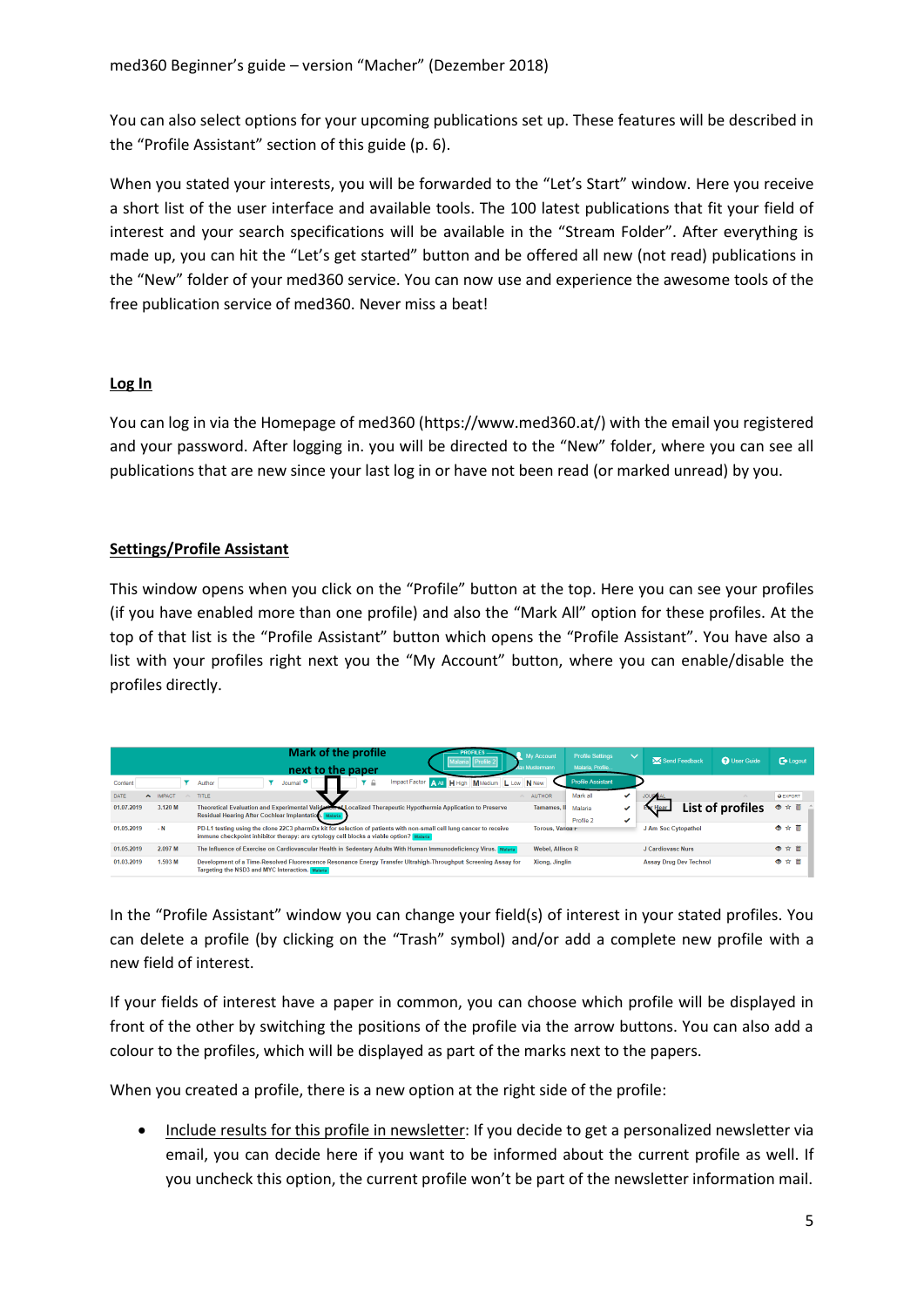You can also select options for your upcoming publications set up. These features will be described in the "Profile Assistant" section of this guide (p. 6).

When you stated your interests, you will be forwarded to the "Let's Start" window. Here you receive a short list of the user interface and available tools. The 100 latest publications that fit your field of interest and your search specifications will be available in the "Stream Folder". After everything is made up, you can hit the "Let's get started" button and be offered all new (not read) publications in the "New" folder of your med360 service. You can now use and experience the awesome tools of the free publication service of med360. Never miss a beat!

## Log In

You can log in via the Homepage of med360 (https://www.med360.at/) with the email you registered and your password. After logging in. you will be directed to the "New" folder, where you can see all publications that are new since your last log in or have not been read (or marked unread) by you.

## Settings/Profile Assistant

This window opens when you click on the "Profile" button at the top. Here you can see your profiles (if you have enabled more than one profile) and also the "Mark All" option for these profiles. At the top of that list is the "Profile Assistant" button which opens the "Profile Assistant". You have also a list with your profiles right next you the "My Account" button, where you can enable/disable the profiles directly.

In the "Profile Assistant" window you can change your field(s) of interest in your stated profiles. You can delete a profile (by clicking on the "Trash" symbol) and/or add a complete new profile with a new field of interest.

If your fields of interest have a paper in common, you can choose which profile will be displayed in front of the other by switching the positions of the profile via the arrow buttons. You can also add a colour to the profiles, which will be displayed as part of the marks next to the papers.

When you created a profile, there is a new option at the right side of the profile:

- Include results for this profile in newsletter: If you decide to get a personalized newsletter via email, you can decide here if you want to be informed about the current profile as well. If you uncheck this option, the current profile won't be part of the newsletter information mail.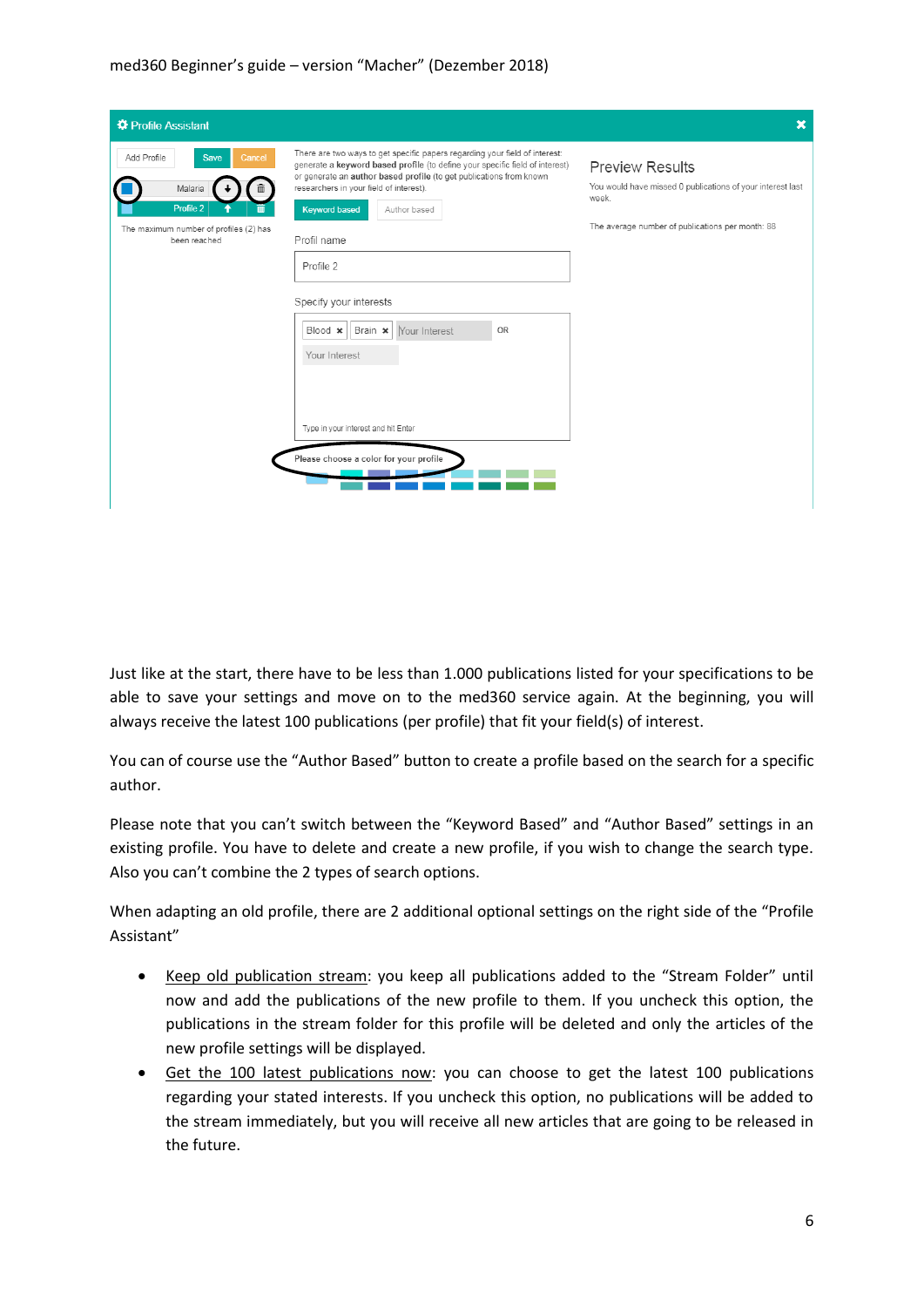Just like at the start, there have to be less than 1.000 publications listed for your specifications to be able to save your settings and move on to the med360 service again. At the beginning, you will always receive the latest 100 publications (per profile) that fit your field(s) of interest.

You can of course use the "Author Based" button to create a profile based on the search for a specific author.

Please note that you can't switch between the "Keyword Based" and "Author Based" settings in an existing profile. You have to delete and create a new profile, if you wish to change the search type. Also you can't combine the 2 types of search options.

When adapting an old profile, there are 2 additional optional settings on the right side of the "Profile Assistant"

- Keep old publication stream: you keep all publications added to the "Stream Folder" until now and add the publications of the new profile to them. If you uncheck this option, the publications in the stream folder for this profile will be deleted and only the articles of the new profile settings will be displayed.
- Get the 100 latest publications now: you can choose to get the latest 100 publications regarding your stated interests. If you uncheck this option, no publications will be added to the stream immediately, but you will receive all new articles that are going to be released in the future.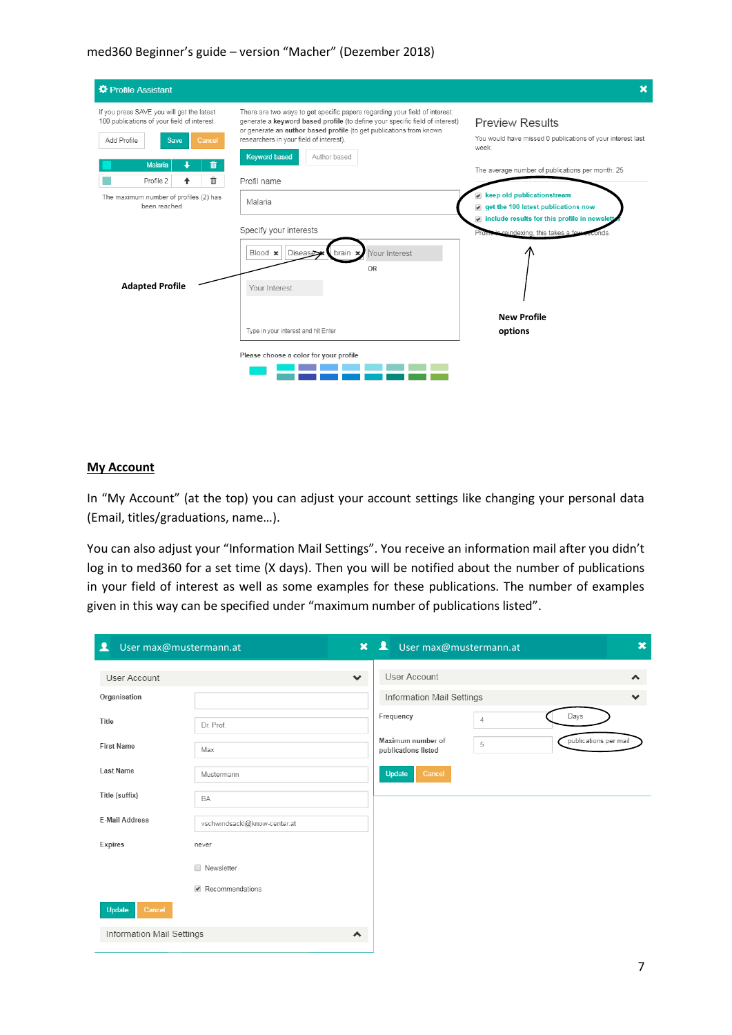Profile Assistant

If you press SAVE you will get the latest 100 publications of your field of interest

Add Profile | Save | Cancel

Malaria

Profile 2

The maximum number of profiles (2) has been reached

There are two ways to get specific papers regarding your field of interest generate a **keyword based profile** (to define your specific field of interest) or generate an **author based profile** (to get publications from known researchers in your field of interest).

Keyword based | Author based

Profil name

Malaria

Specify your interests

Blood × | Disease × | brain × | Your Interest

OR

Your Interest

Type in your interest and hit Enter

**Please choose a color for your profile**

**Adapted Profile**

Preview Results

You would have missed 0 publications of your interest last week

The average number of publications per month: 25

- keep old publicationstream
- get the 100 latest publications now
- include results for this profile in newsletter

Profile is reindexing, this takes a few seconds.

**New Profile options**

## My Account

In "My Account" (at the top) you can adjust your account settings like changing your personal data (Email, titles/graduations, name…).

You can also adjust your "Information Mail Settings". You receive an information mail after you didn't log in to med360 for a set time (X days). Then you will be notified about the number of publications in your field of interest as well as some examples for these publications. The number of examples given in this way can be specified under "maximum number of publications listed".

User max@mustermann.at

User Account

| | |
|---|---|
| Organisation | |
| Title | Dr. Prof. |
| First Name | Max |
| Last Name | Mustermann |
| Title (suffix) | BA |
| E-Mail Address | vschwindsackl@know-center.at |
| Expires | never |

- Newsletter
- Recommendations

Update | Cancel

Information Mail Settings

User max@mustermann.at

User Account

Information Mail Settings

| | | |
|---|---|---|
| Frequency | 4 | Days |
| Maximum number of publications listed | 5 | publications per mail |

Update | Cancel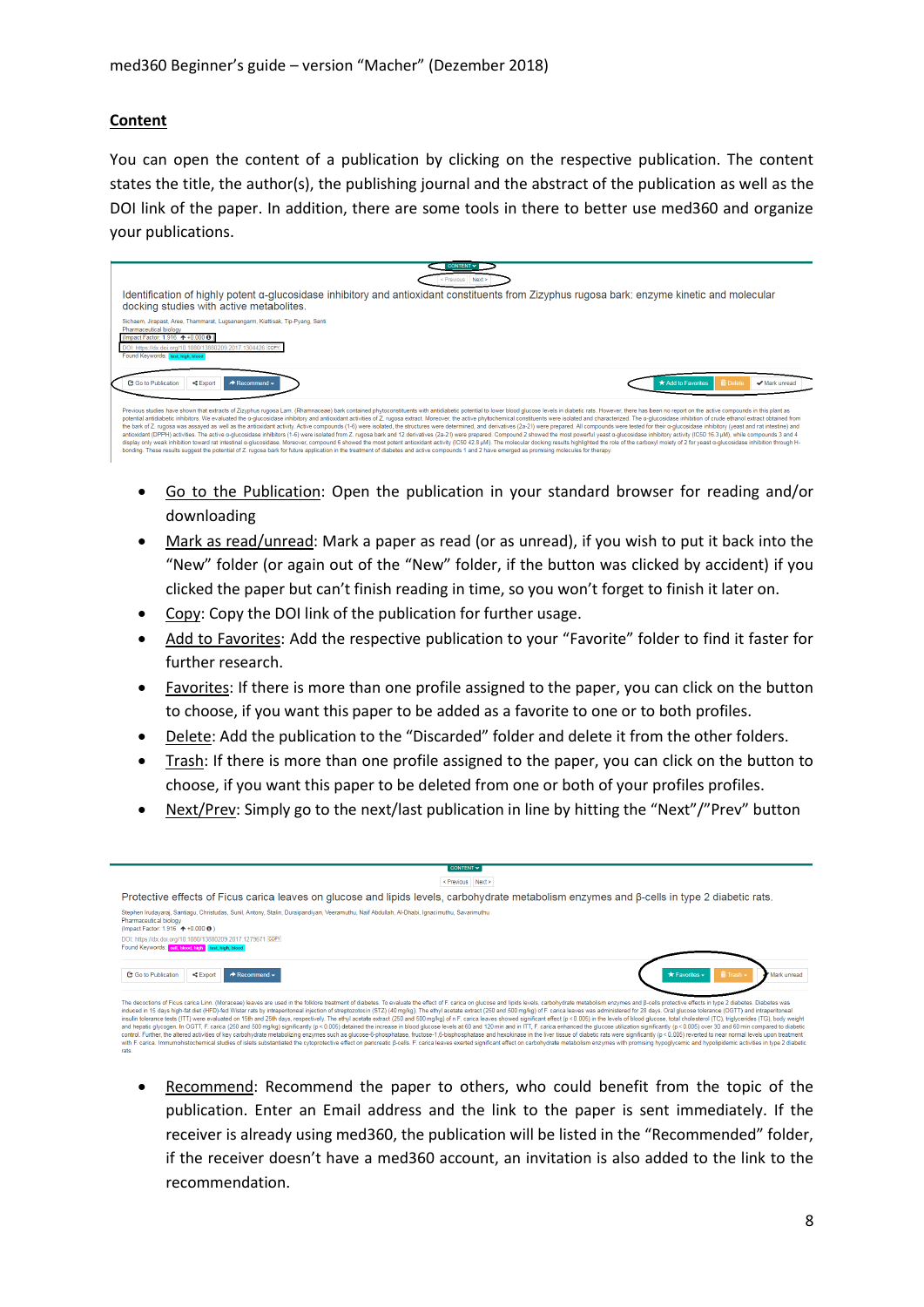## Content

You can open the content of a publication by clicking on the respective publication. The content states the title, the author(s), the publishing journal and the abstract of the publication as well as the DOI link of the paper. In addition, there are some tools in there to better use med360 and organize your publications.

- Go to the Publication: Open the publication in your standard browser for reading and/or downloading
- Mark as read/unread: Mark a paper as read (or as unread), if you wish to put it back into the "New" folder (or again out of the "New" folder, if the button was clicked by accident) if you clicked the paper but can't finish reading in time, so you won't forget to finish it later on.
- Copy: Copy the DOI link of the publication for further usage.
- Add to Favorites: Add the respective publication to your "Favorite" folder to find it faster for further research.
- Favorites: If there is more than one profile assigned to the paper, you can click on the button to choose, if you want this paper to be added as a favorite to one or to both profiles.
- Delete: Add the publication to the "Discarded" folder and delete it from the other folders.
- Trash: If there is more than one profile assigned to the paper, you can click on the button to choose, if you want this paper to be deleted from one or both of your profiles profiles.
- Next/Prev: Simply go to the next/last publication in line by hitting the "Next"/"Prev" button

- Recommend: Recommend the paper to others, who could benefit from the topic of the publication. Enter an Email address and the link to the paper is sent immediately. If the receiver is already using med360, the publication will be listed in the "Recommended" folder, if the receiver doesn't have a med360 account, an invitation is also added to the link to the recommendation.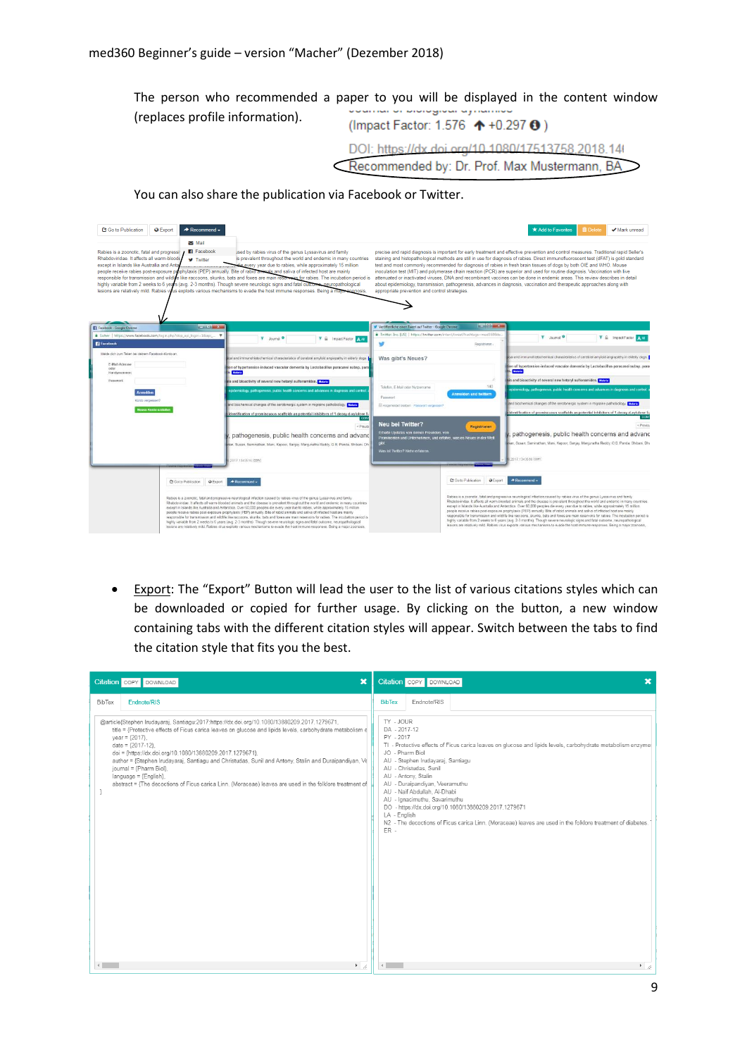The person who recommended a paper to you will be displayed in the content window (replaces profile information).

(Impact Factor: 1.576 ↑ +0.297)

DOI: https://dx.doi.org/10.1080/17513758.2018.14

Recommended by: Dr. Prof. Max Mustermann, BA

You can also share the publication via Facebook or Twitter.

- Export: The "Export" Button will lead the user to the list of various citations styles which can be downloaded or copied for further usage. By clicking on the button, a new window containing tabs with the different citation styles will appear. Switch between the tabs to find the citation style that fits you the best.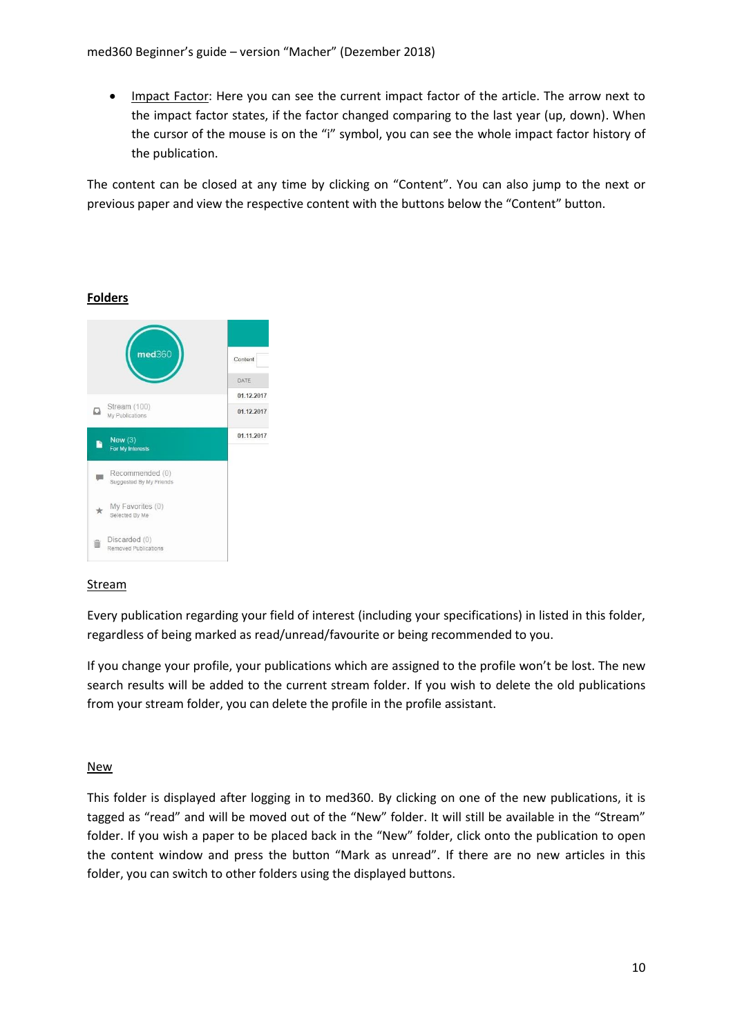- Impact Factor: Here you can see the current impact factor of the article. The arrow next to the impact factor states, if the factor changed comparing to the last year (up, down). When the cursor of the mouse is on the "i" symbol, you can see the whole impact factor history of the publication.

The content can be closed at any time by clicking on "Content". You can also jump to the next or previous paper and view the respective content with the buttons below the "Content" button.

## Folders

### Stream

Every publication regarding your field of interest (including your specifications) in listed in this folder, regardless of being marked as read/unread/favourite or being recommended to you.

If you change your profile, your publications which are assigned to the profile won't be lost. The new search results will be added to the current stream folder. If you wish to delete the old publications from your stream folder, you can delete the profile in the profile assistant.

### New

This folder is displayed after logging in to med360. By clicking on one of the new publications, it is tagged as "read" and will be moved out of the "New" folder. It will still be available in the "Stream" folder. If you wish a paper to be placed back in the "New" folder, click onto the publication to open the content window and press the button "Mark as unread". If there are no new articles in this folder, you can switch to other folders using the displayed buttons.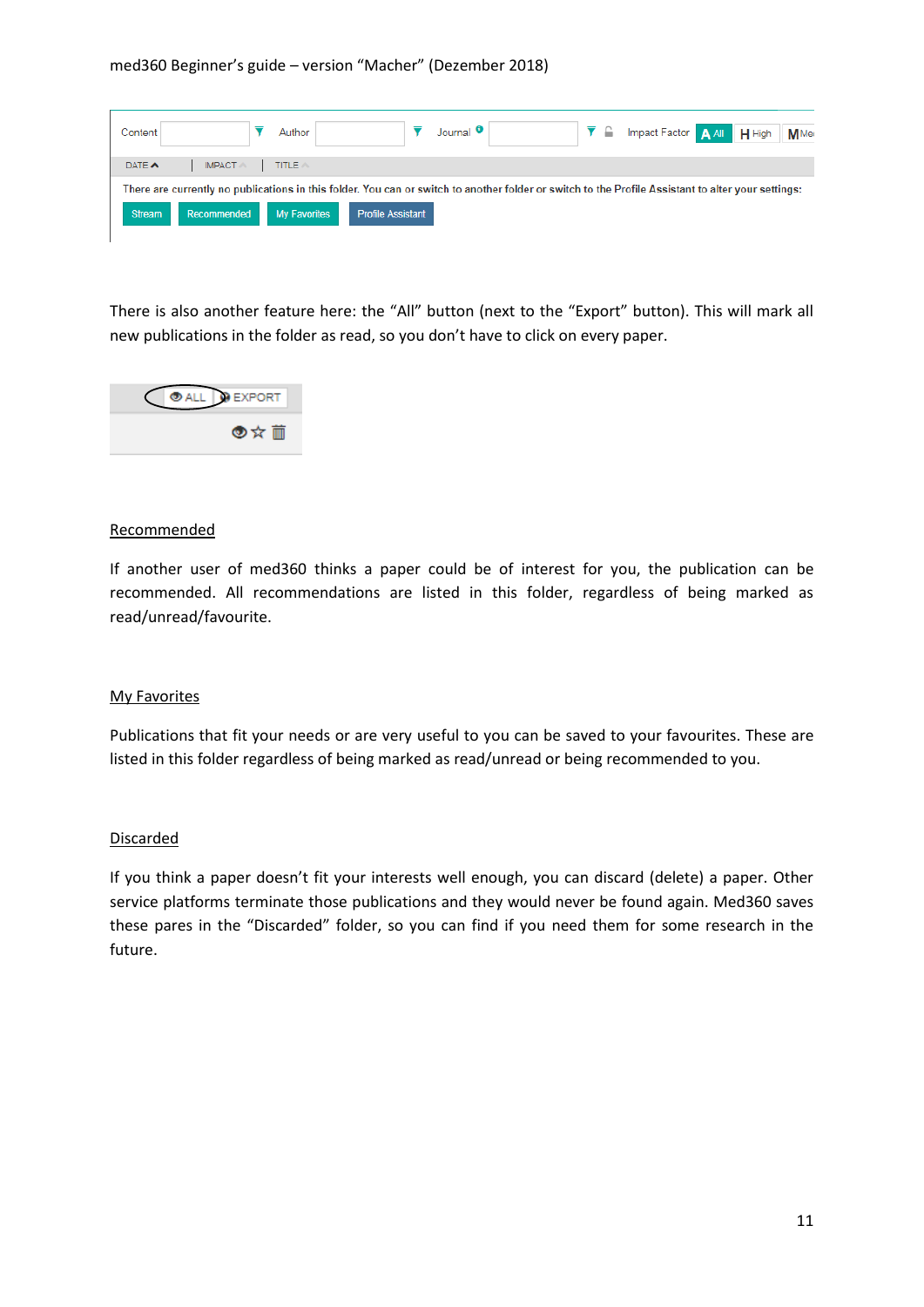There is also another feature here: the "All" button (next to the "Export" button). This will mark all new publications in the folder as read, so you don't have to click on every paper.

## Recommended

If another user of med360 thinks a paper could be of interest for you, the publication can be recommended. All recommendations are listed in this folder, regardless of being marked as read/unread/favourite.

## My Favorites

Publications that fit your needs or are very useful to you can be saved to your favourites. These are listed in this folder regardless of being marked as read/unread or being recommended to you.

## Discarded

If you think a paper doesn't fit your interests well enough, you can discard (delete) a paper. Other service platforms terminate those publications and they would never be found again. Med360 saves these pares in the "Discarded" folder, so you can find if you need them for some research in the future.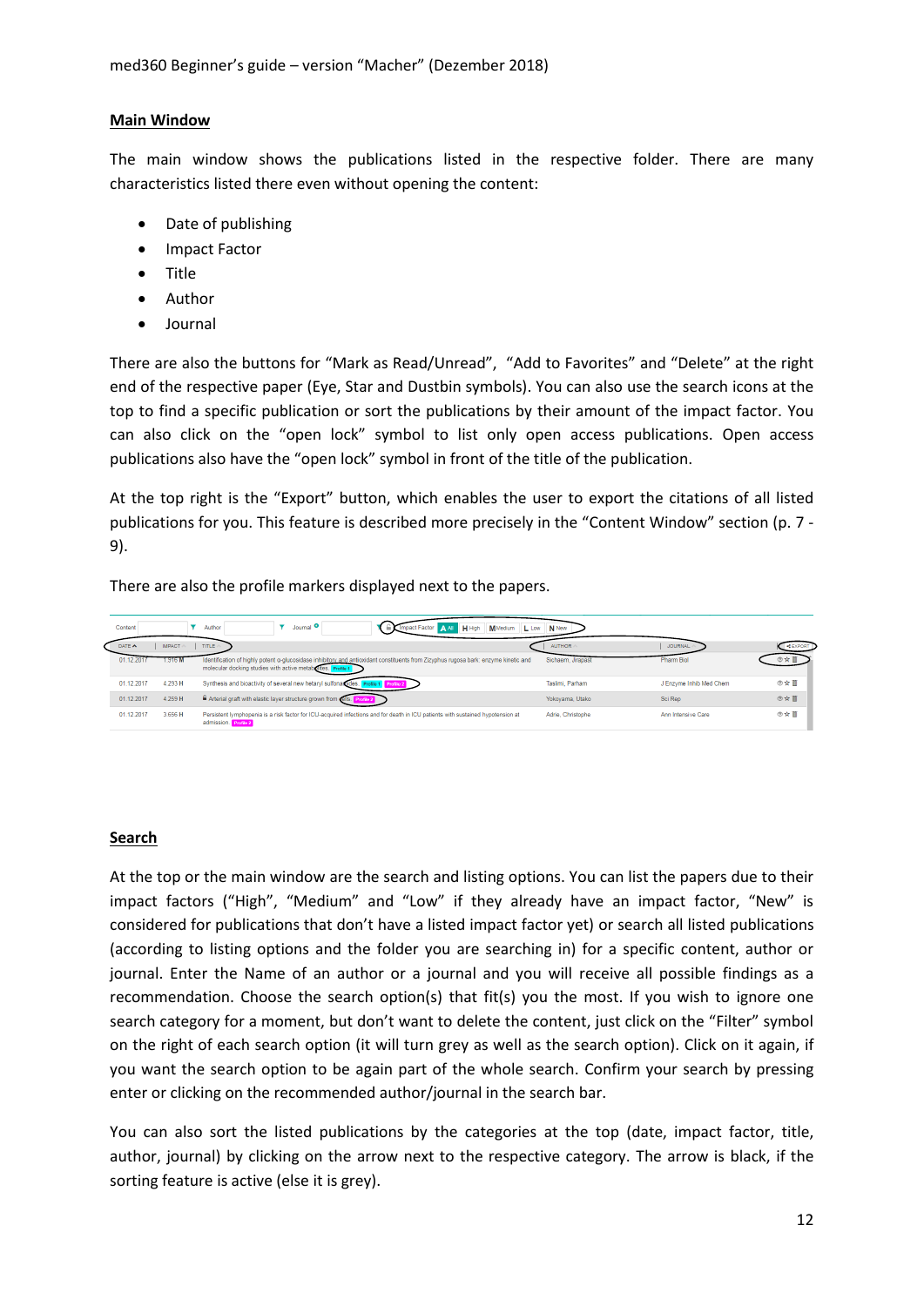## Main Window

The main window shows the publications listed in the respective folder. There are many characteristics listed there even without opening the content:

- Date of publishing
- Impact Factor
- Title
- Author
- Journal

There are also the buttons for "Mark as Read/Unread", "Add to Favorites" and "Delete" at the right end of the respective paper (Eye, Star and Dustbin symbols). You can also use the search icons at the top to find a specific publication or sort the publications by their amount of the impact factor. You can also click on the "open lock" symbol to list only open access publications. Open access publications also have the "open lock" symbol in front of the title of the publication.

At the top right is the "Export" button, which enables the user to export the citations of all listed publications for you. This feature is described more precisely in the "Content Window" section (p. 7 - 9).

There are also the profile markers displayed next to the papers.

## Search

At the top or the main window are the search and listing options. You can list the papers due to their impact factors ("High", "Medium" and "Low" if they already have an impact factor, "New" is considered for publications that don't have a listed impact factor yet) or search all listed publications (according to listing options and the folder you are searching in) for a specific content, author or journal. Enter the Name of an author or a journal and you will receive all possible findings as a recommendation. Choose the search option(s) that fit(s) you the most. If you wish to ignore one search category for a moment, but don't want to delete the content, just click on the "Filter" symbol on the right of each search option (it will turn grey as well as the search option). Click on it again, if you want the search option to be again part of the whole search. Confirm your search by pressing enter or clicking on the recommended author/journal in the search bar.

You can also sort the listed publications by the categories at the top (date, impact factor, title, author, journal) by clicking on the arrow next to the respective category. The arrow is black, if the sorting feature is active (else it is grey).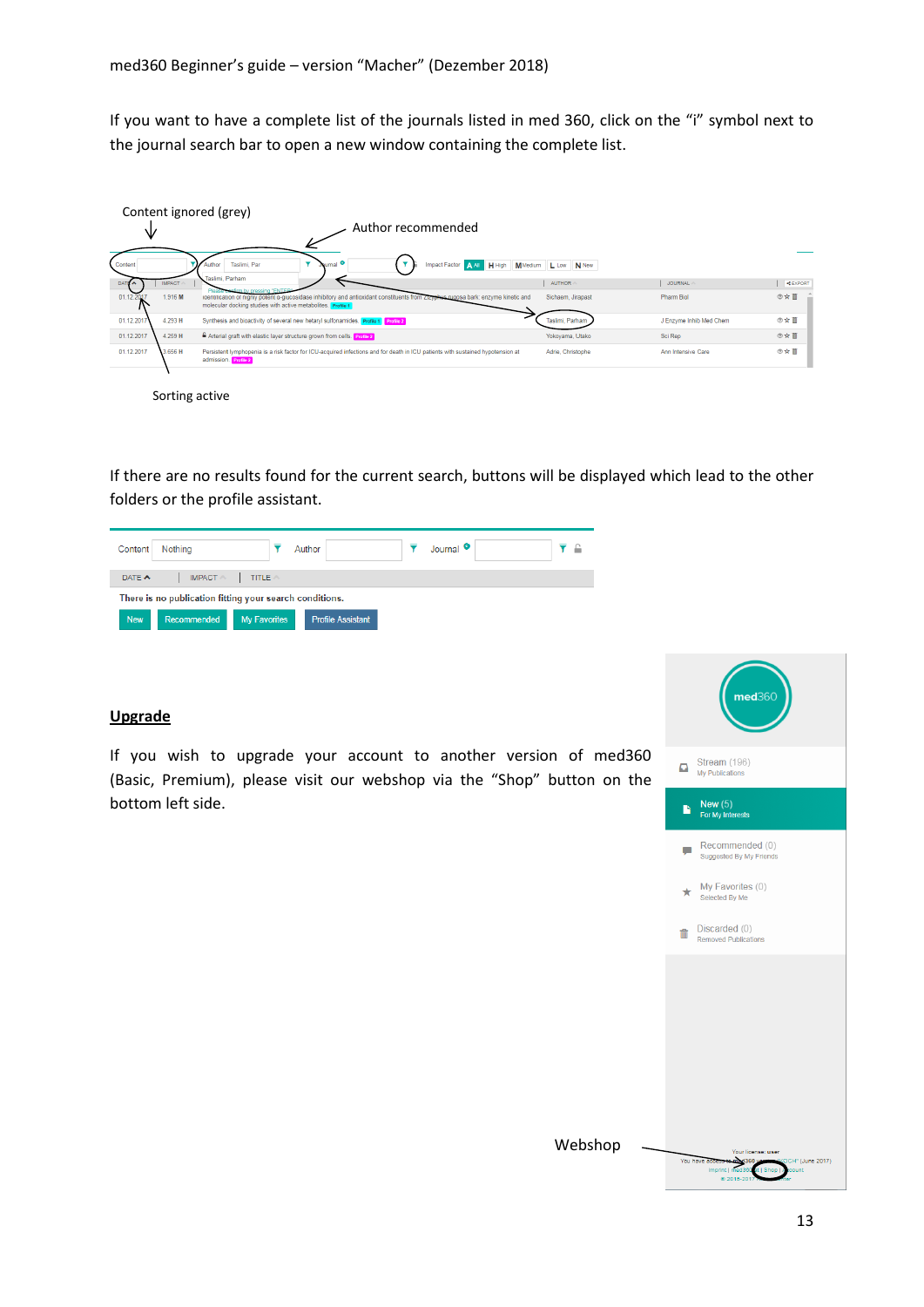If you want to have a complete list of the journals listed in med 360, click on the "i" symbol next to the journal search bar to open a new window containing the complete list.

Content ignored (grey)

Author recommended

Sorting active

If there are no results found for the current search, buttons will be displayed which lead to the other folders or the profile assistant.

## Upgrade

If you wish to upgrade your account to another version of med360 (Basic, Premium), please visit our webshop via the "Shop" button on the bottom left side.

Webshop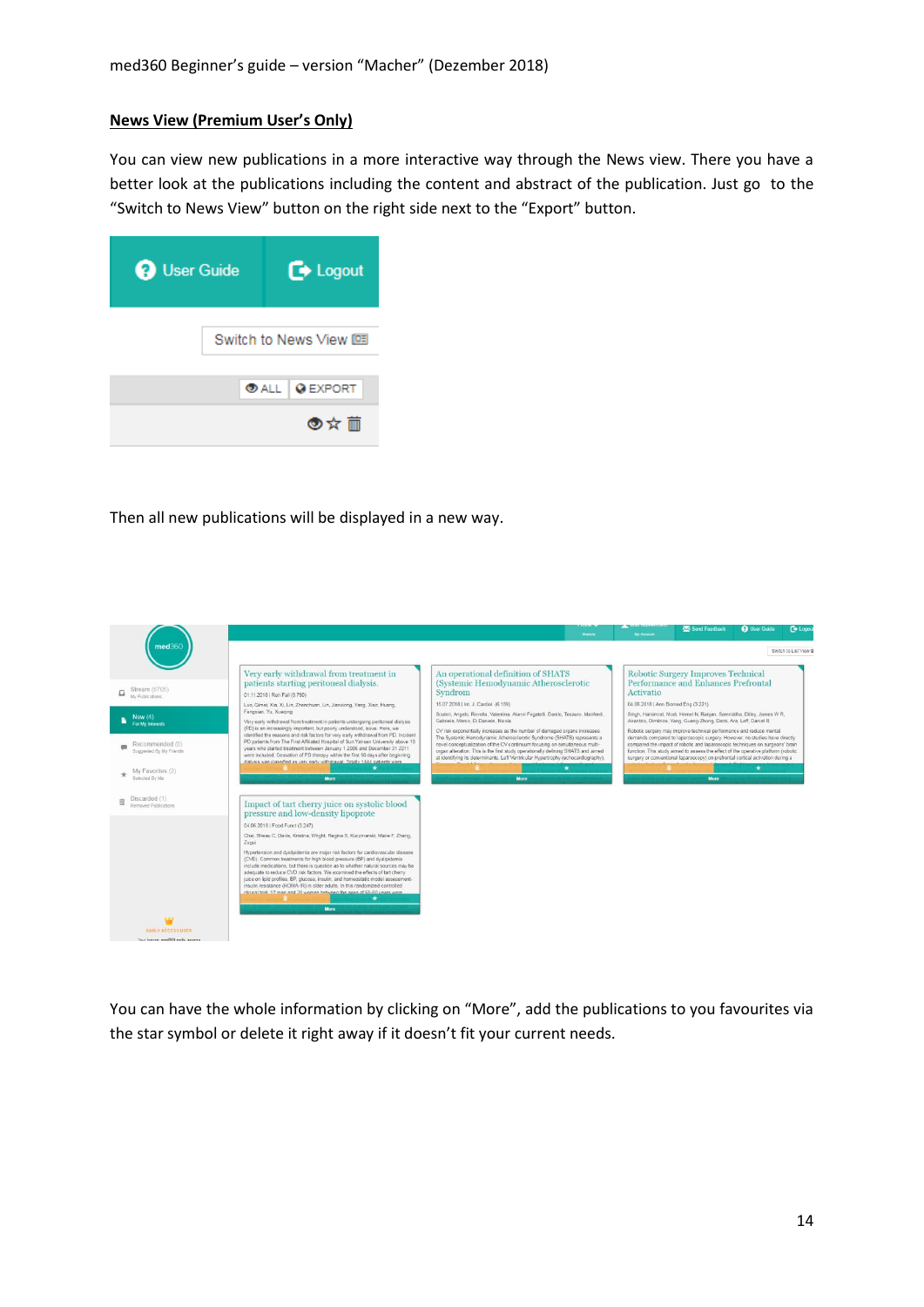## News View (Premium User's Only)

You can view new publications in a more interactive way through the News view. There you have a better look at the publications including the content and abstract of the publication. Just go to the "Switch to News View" button on the right side next to the "Export" button.

Then all new publications will be displayed in a new way.

You can have the whole information by clicking on "More", add the publications to you favourites via the star symbol or delete it right away if it doesn't fit your current needs.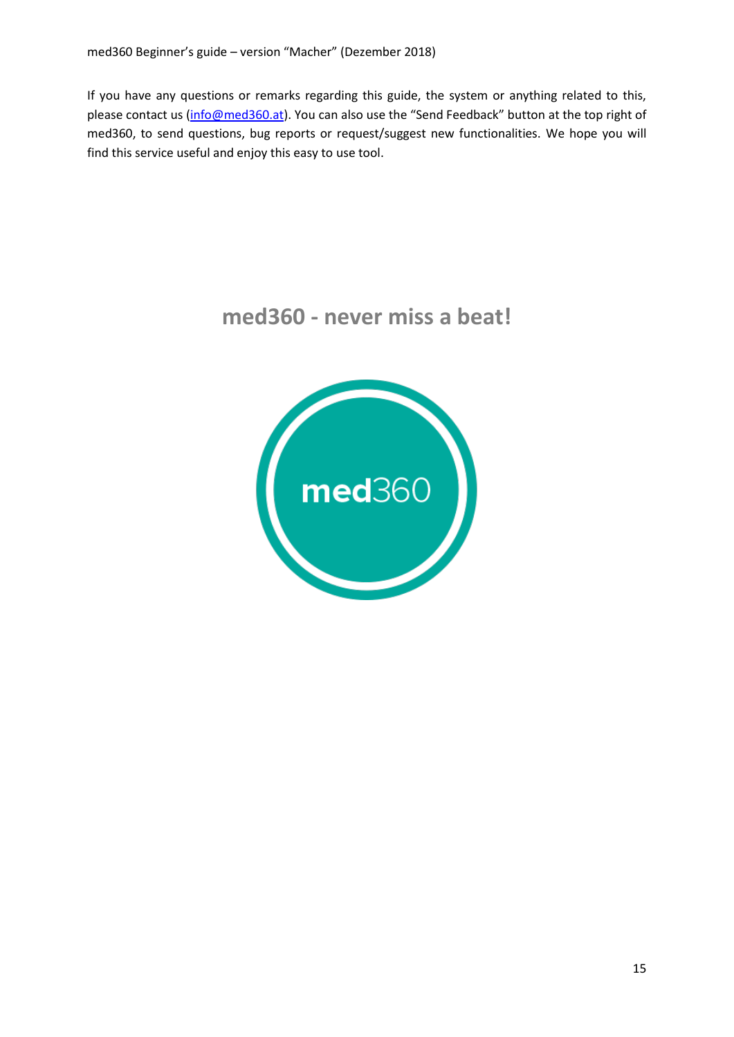If you have any questions or remarks regarding this guide, the system or anything related to this, please contact us (info@med360.at). You can also use the "Send Feedback" button at the top right of med360, to send questions, bug reports or request/suggest new functionalities. We hope you will find this service useful and enjoy this easy to use tool.

## med360 - never miss a beat!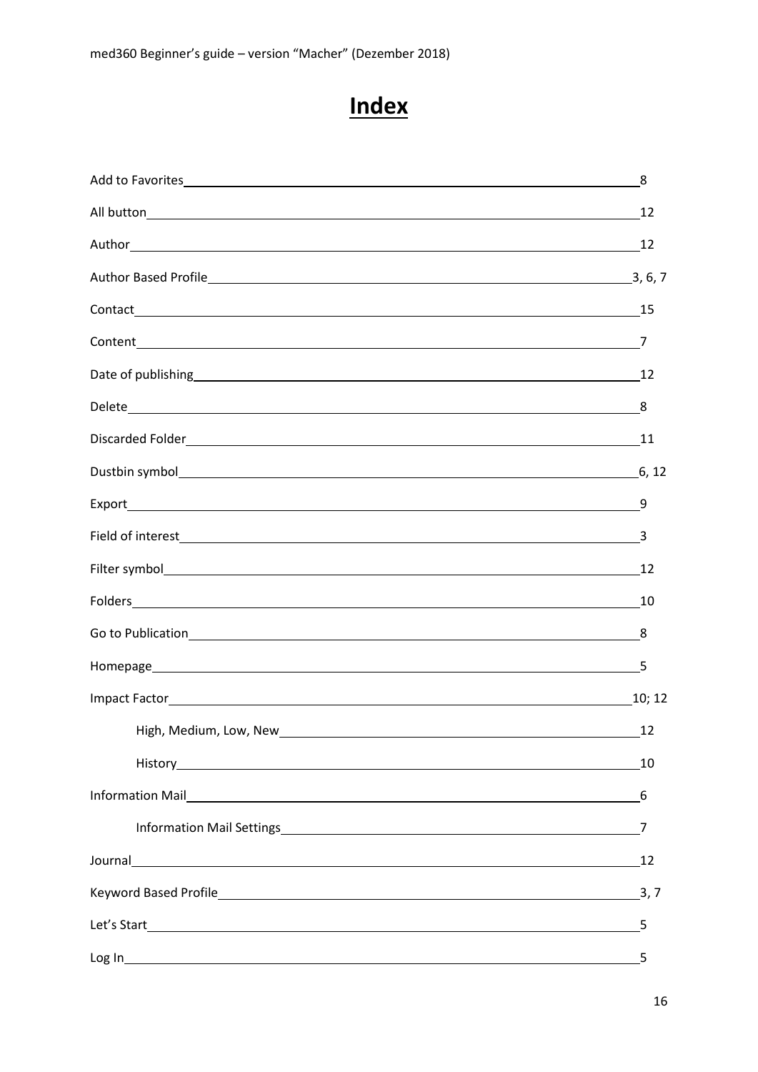# Index

Add to Favorites ........ 8

All button ........ 12

Author ........ 12

Author Based Profile ........ 3, 6, 7

Contact ........ 15

Content ........ 7

Date of publishing ........ 12

Delete ........ 8

Discarded Folder ........ 11

Dustbin symbol ........ 6, 12

Export ........ 9

Field of interest ........ 3

Filter symbol ........ 12

Folders ........ 10

Go to Publication ........ 8

Homepage ........ 5

Impact Factor ........ 10; 12

- High, Medium, Low, New ........ 12
- History ........ 10

Information Mail ........ 6

- Information Mail Settings ........ 7

Journal ........ 12

Keyword Based Profile ........ 3, 7

Let's Start ........ 5

Log In ........ 5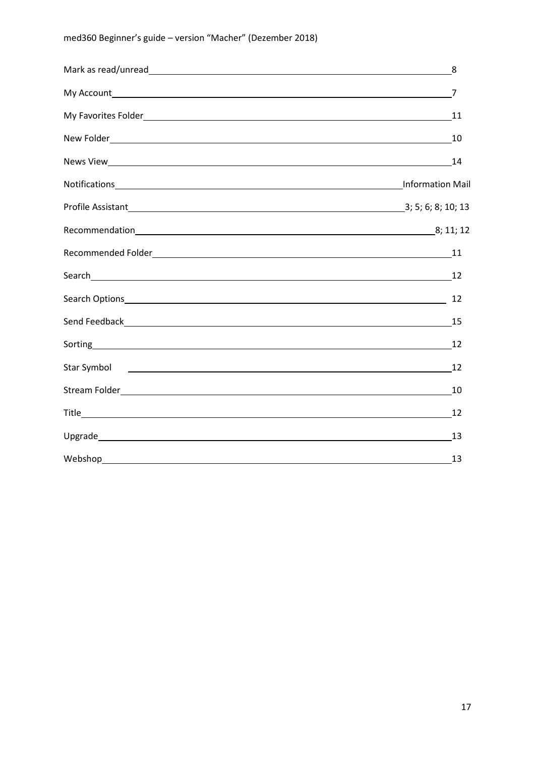Mark as read/unread 8

My Account 7

My Favorites Folder 11

New Folder 10

News View 14

Notifications Information Mail

Profile Assistant 3; 5; 6; 8; 10; 13

Recommendation 8; 11; 12

Recommended Folder 11

Search 12

Search Options 12

Send Feedback 15

Sorting 12

Star Symbol 12

Stream Folder 10

Title 12

Upgrade 13

Webshop 13